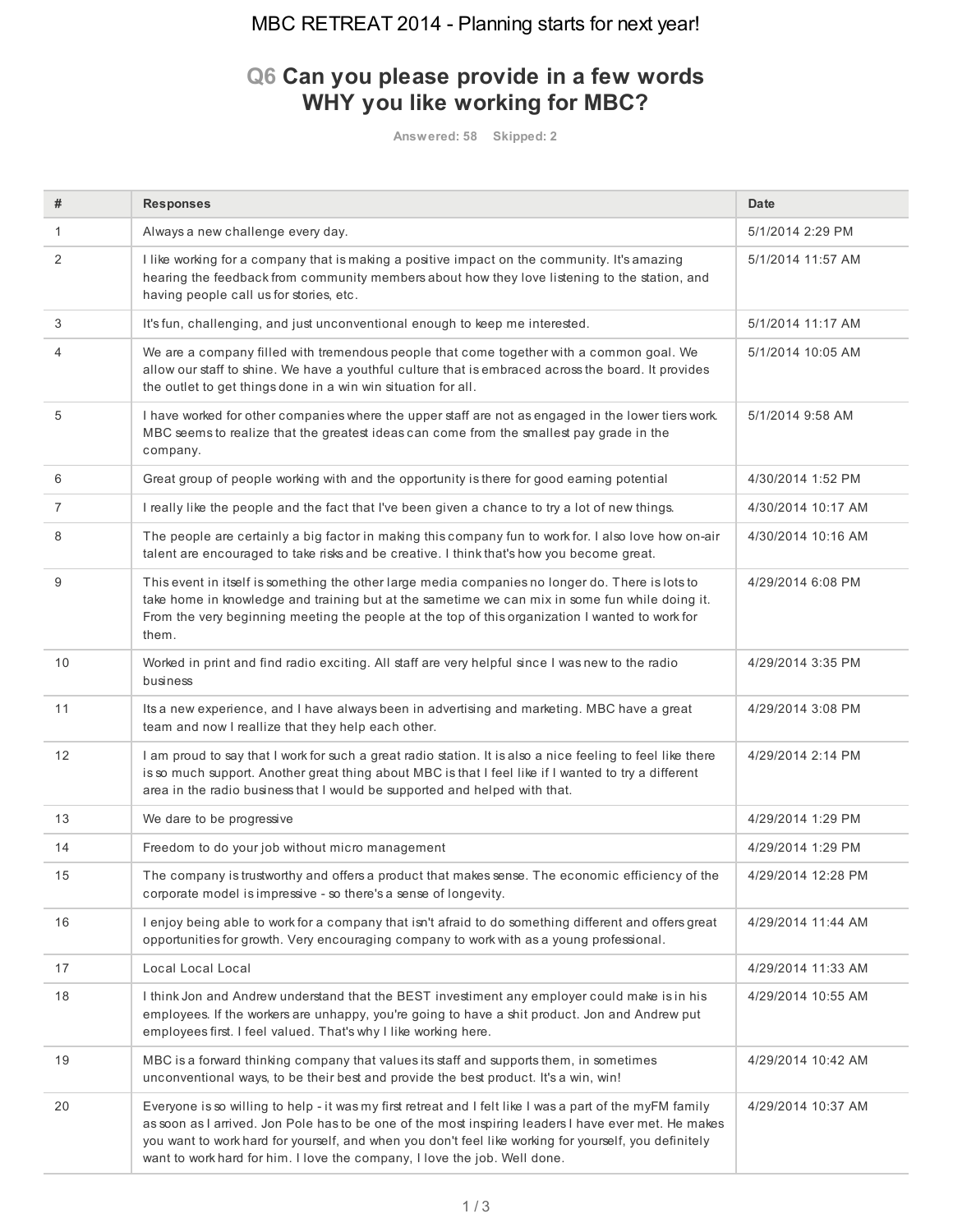# MBC RETREAT 2014 - Planning starts for next year!

## Q6 Can you please provide in a few words WHY you like working for MBC?

Answered: 58 Skipped: 2

| # | Responses | Date |
|---|---|---|
| 1 | Always a new challenge every day. | 5/1/2014 2:29 PM |
| 2 | I like working for a company that is making a positive impact on the community. It's amazing hearing the feedback from community members about how they love listening to the station, and having people call us for stories, etc. | 5/1/2014 11:57 AM |
| 3 | It's fun, challenging, and just unconventional enough to keep me interested. | 5/1/2014 11:17 AM |
| 4 | We are a company filled with tremendous people that come together with a common goal. We allow our staff to shine. We have a youthful culture that is embraced across the board. It provides the outlet to get things done in a win win situation for all. | 5/1/2014 10:05 AM |
| 5 | I have worked for other companies where the upper staff are not as engaged in the lower tiers work. MBC seems to realize that the greatest ideas can come from the smallest pay grade in the company. | 5/1/2014 9:58 AM |
| 6 | Great group of people working with and the opportunity is there for good earning potential | 4/30/2014 1:52 PM |
| 7 | I really like the people and the fact that I've been given a chance to try a lot of new things. | 4/30/2014 10:17 AM |
| 8 | The people are certainly a big factor in making this company fun to work for. I also love how on-air talent are encouraged to take risks and be creative. I think that's how you become great. | 4/30/2014 10:16 AM |
| 9 | This event in itself is something the other large media companies no longer do. There is lots to take home in knowledge and training but at the sametime we can mix in some fun while doing it. From the very beginning meeting the people at the top of this organization I wanted to work for them. | 4/29/2014 6:08 PM |
| 10 | Worked in print and find radio exciting. All staff are very helpful since I was new to the radio business | 4/29/2014 3:35 PM |
| 11 | Its a new experience, and I have always been in advertising and marketing. MBC have a great team and now I reallize that they help each other. | 4/29/2014 3:08 PM |
| 12 | I am proud to say that I work for such a great radio station. It is also a nice feeling to feel like there is so much support. Another great thing about MBC is that I feel like if I wanted to try a different area in the radio business that I would be supported and helped with that. | 4/29/2014 2:14 PM |
| 13 | We dare to be progressive | 4/29/2014 1:29 PM |
| 14 | Freedom to do your job without micro management | 4/29/2014 1:29 PM |
| 15 | The company is trustworthy and offers a product that makes sense. The economic efficiency of the corporate model is impressive - so there's a sense of longevity. | 4/29/2014 12:28 PM |
| 16 | I enjoy being able to work for a company that isn't afraid to do something different and offers great opportunities for growth. Very encouraging company to work with as a young professional. | 4/29/2014 11:44 AM |
| 17 | Local Local Local | 4/29/2014 11:33 AM |
| 18 | I think Jon and Andrew understand that the BEST investiment any employer could make is in his employees. If the workers are unhappy, you're going to have a shit product. Jon and Andrew put employees first. I feel valued. That's why I like working here. | 4/29/2014 10:55 AM |
| 19 | MBC is a forward thinking company that values its staff and supports them, in sometimes unconventional ways, to be their best and provide the best product. It's a win, win! | 4/29/2014 10:42 AM |
| 20 | Everyone is so willing to help - it was my first retreat and I felt like I was a part of the myFM family as soon as I arrived. Jon Pole has to be one of the most inspiring leaders I have ever met. He makes you want to work hard for yourself, and when you don't feel like working for yourself, you definitely want to work hard for him. I love the company, I love the job. Well done. | 4/29/2014 10:37 AM |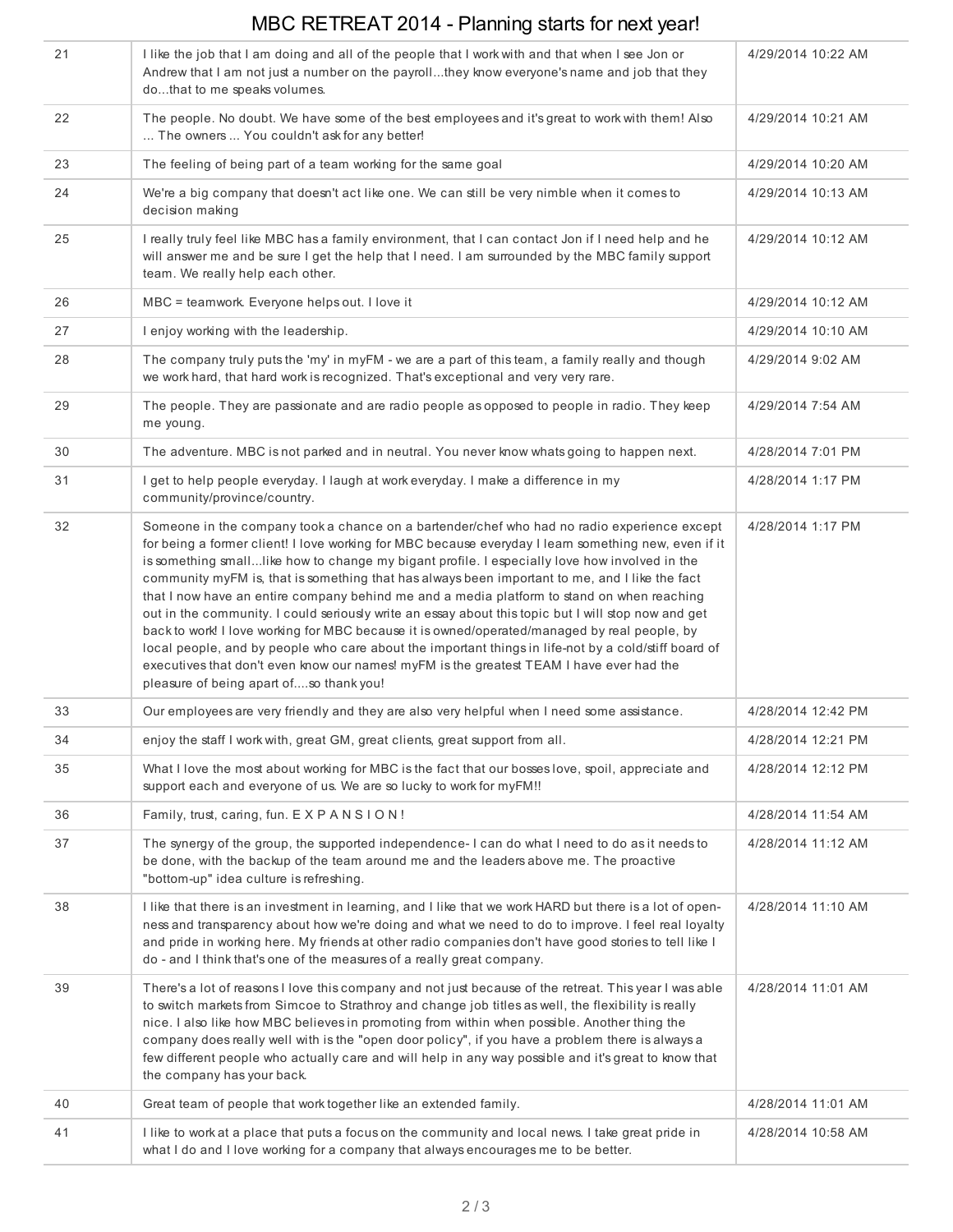# MBC RETREAT 2014 - Planning starts for next year!

| | | |
|---|---|---|
| 21 | I like the job that I am doing and all of the people that I work with and that when I see Jon or Andrew that I am not just a number on the payroll...they know everyone's name and job that they do...that to me speaks volumes. | 4/29/2014 10:22 AM |
| 22 | The people. No doubt. We have some of the best employees and it's great to work with them! Also ... The owners ... You couldn't ask for any better! | 4/29/2014 10:21 AM |
| 23 | The feeling of being part of a team working for the same goal | 4/29/2014 10:20 AM |
| 24 | We're a big company that doesn't act like one. We can still be very nimble when it comes to decision making | 4/29/2014 10:13 AM |
| 25 | I really truly feel like MBC has a family environment, that I can contact Jon if I need help and he will answer me and be sure I get the help that I need. I am surrounded by the MBC family support team. We really help each other. | 4/29/2014 10:12 AM |
| 26 | MBC = teamwork. Everyone helps out. I love it | 4/29/2014 10:12 AM |
| 27 | I enjoy working with the leadership. | 4/29/2014 10:10 AM |
| 28 | The company truly puts the 'my' in myFM - we are a part of this team, a family really and though we work hard, that hard work is recognized. That's exceptional and very very rare. | 4/29/2014 9:02 AM |
| 29 | The people. They are passionate and are radio people as opposed to people in radio. They keep me young. | 4/29/2014 7:54 AM |
| 30 | The adventure. MBC is not parked and in neutral. You never know whats going to happen next. | 4/28/2014 7:01 PM |
| 31 | I get to help people everyday. I laugh at work everyday. I make a difference in my community/province/country. | 4/28/2014 1:17 PM |
| 32 | Someone in the company took a chance on a bartender/chef who had no radio experience except for being a former client! I love working for MBC because everyday I learn something new, even if it is something small...like how to change my bigant profile. I especially love how involved in the community myFM is, that is something that has always been important to me, and I like the fact that I now have an entire company behind me and a media platform to stand on when reaching out in the community. I could seriously write an essay about this topic but I will stop now and get back to work! I love working for MBC because it is owned/operated/managed by real people, by local people, and by people who care about the important things in life-not by a cold/stiff board of executives that don't even know our names! myFM is the greatest TEAM I have ever had the pleasure of being apart of....so thank you! | 4/28/2014 1:17 PM |
| 33 | Our employees are very friendly and they are also very helpful when I need some assistance. | 4/28/2014 12:42 PM |
| 34 | enjoy the staff I work with, great GM, great clients, great support from all. | 4/28/2014 12:21 PM |
| 35 | What I love the most about working for MBC is the fact that our bosses love, spoil, appreciate and support each and everyone of us. We are so lucky to work for myFM!! | 4/28/2014 12:12 PM |
| 36 | Family, trust, caring, fun. E X P A N S I O N ! | 4/28/2014 11:54 AM |
| 37 | The synergy of the group, the supported independence- I can do what I need to do as it needs to be done, with the backup of the team around me and the leaders above me. The proactive "bottom-up" idea culture is refreshing. | 4/28/2014 11:12 AM |
| 38 | I like that there is an investment in learning, and I like that we work HARD but there is a lot of open-ness and transparency about how we're doing and what we need to do to improve. I feel real loyalty and pride in working here. My friends at other radio companies don't have good stories to tell like I do - and I think that's one of the measures of a really great company. | 4/28/2014 11:10 AM |
| 39 | There's a lot of reasons I love this company and not just because of the retreat. This year I was able to switch markets from Simcoe to Strathroy and change job titles as well, the flexibility is really nice. I also like how MBC believes in promoting from within when possible. Another thing the company does really well with is the "open door policy", if you have a problem there is always a few different people who actually care and will help in any way possible and it's great to know that the company has your back. | 4/28/2014 11:01 AM |
| 40 | Great team of people that work together like an extended family. | 4/28/2014 11:01 AM |
| 41 | I like to work at a place that puts a focus on the community and local news. I take great pride in what I do and I love working for a company that always encourages me to be better. | 4/28/2014 10:58 AM |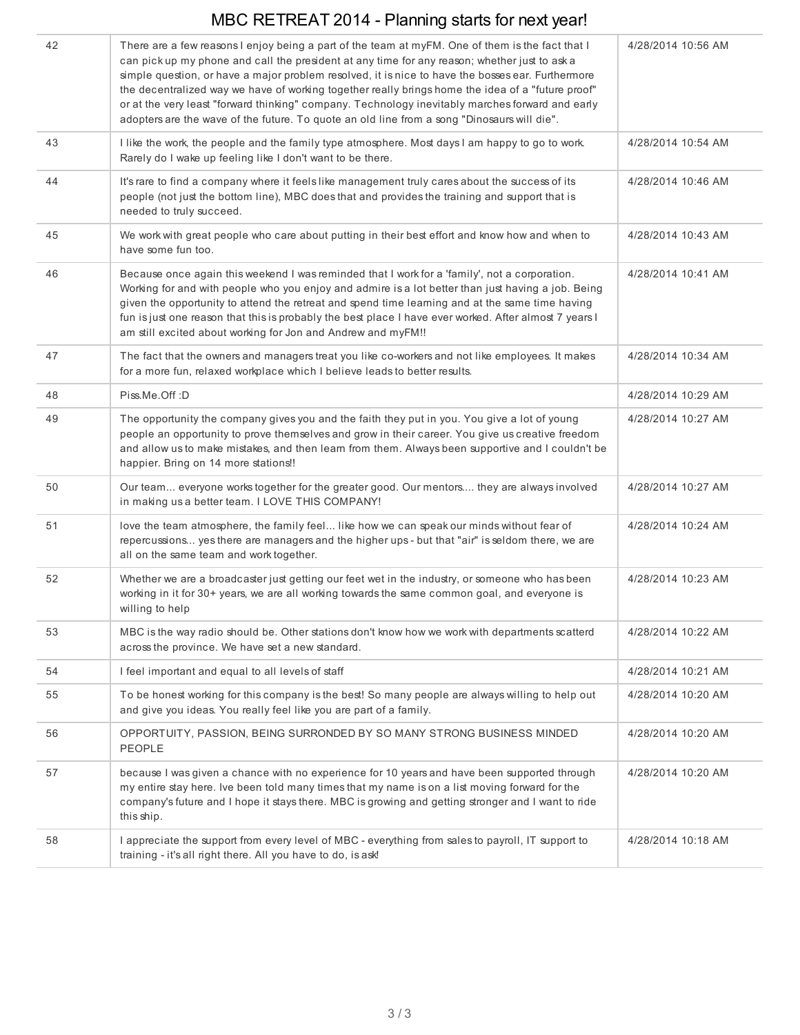| | | |
|---|---|---|
| 42 | There are a few reasons I enjoy being a part of the team at myFM. One of them is the fact that I can pick up my phone and call the president at any time for any reason; whether just to ask a simple question, or have a major problem resolved, it is nice to have the bosses ear. Furthermore the decentralized way we have of working together really brings home the idea of a "future proof" or at the very least "forward thinking" company. Technology inevitably marches forward and early adopters are the wave of the future. To quote an old line from a song "Dinosaurs will die". | 4/28/2014 10:56 AM |
| 43 | I like the work, the people and the family type atmosphere. Most days I am happy to go to work. Rarely do I wake up feeling like I don't want to be there. | 4/28/2014 10:54 AM |
| 44 | It's rare to find a company where it feels like management truly cares about the success of its people (not just the bottom line), MBC does that and provides the training and support that is needed to truly succeed. | 4/28/2014 10:46 AM |
| 45 | We work with great people who care about putting in their best effort and know how and when to have some fun too. | 4/28/2014 10:43 AM |
| 46 | Because once again this weekend I was reminded that I work for a 'family', not a corporation. Working for and with people who you enjoy and admire is a lot better than just having a job. Being given the opportunity to attend the retreat and spend time learning and at the same time having fun is just one reason that this is probably the best place I have ever worked. After almost 7 years I am still excited about working for Jon and Andrew and myFM!! | 4/28/2014 10:41 AM |
| 47 | The fact that the owners and managers treat you like co-workers and not like employees. It makes for a more fun, relaxed workplace which I believe leads to better results. | 4/28/2014 10:34 AM |
| 48 | Piss.Me.Off :D | 4/28/2014 10:29 AM |
| 49 | The opportunity the company gives you and the faith they put in you. You give a lot of young people an opportunity to prove themselves and grow in their career. You give us creative freedom and allow us to make mistakes, and then learn from them. Always been supportive and I couldn't be happier. Bring on 14 more stations!! | 4/28/2014 10:27 AM |
| 50 | Our team... everyone works together for the greater good. Our mentors.... they are always involved in making us a better team. I LOVE THIS COMPANY! | 4/28/2014 10:27 AM |
| 51 | love the team atmosphere, the family feel... like how we can speak our minds without fear of repercussions... yes there are managers and the higher ups - but that "air" is seldom there, we are all on the same team and work together. | 4/28/2014 10:24 AM |
| 52 | Whether we are a broadcaster just getting our feet wet in the industry, or someone who has been working in it for 30+ years, we are all working towards the same common goal, and everyone is willing to help | 4/28/2014 10:23 AM |
| 53 | MBC is the way radio should be. Other stations don't know how we work with departments scatterd across the province. We have set a new standard. | 4/28/2014 10:22 AM |
| 54 | I feel important and equal to all levels of staff | 4/28/2014 10:21 AM |
| 55 | To be honest working for this company is the best! So many people are always willing to help out and give you ideas. You really feel like you are part of a family. | 4/28/2014 10:20 AM |
| 56 | OPPORTUITY, PASSION, BEING SURRONDED BY SO MANY STRONG BUSINESS MINDED PEOPLE | 4/28/2014 10:20 AM |
| 57 | because I was given a chance with no experience for 10 years and have been supported through my entire stay here. Ive been told many times that my name is on a list moving forward for the company's future and I hope it stays there. MBC is growing and getting stronger and I want to ride this ship. | 4/28/2014 10:20 AM |
| 58 | I appreciate the support from every level of MBC - everything from sales to payroll, IT support to training - it's all right there. All you have to do, is ask! | 4/28/2014 10:18 AM |